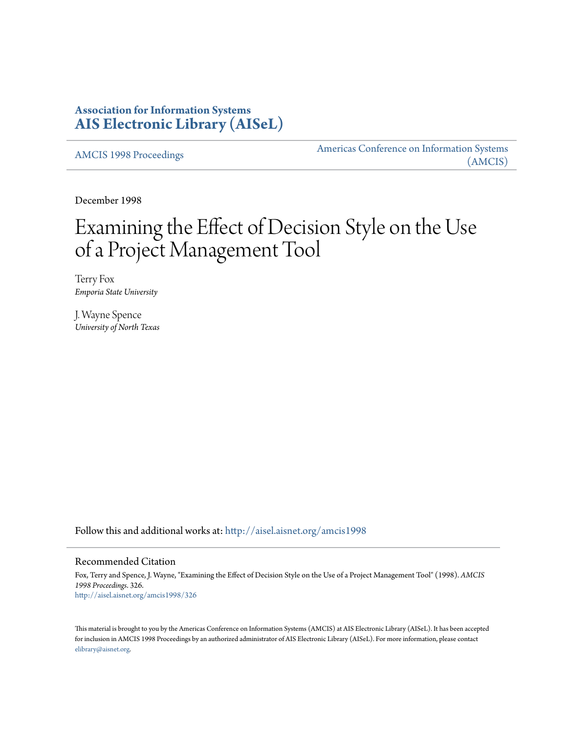**Association for Information Systems**
**AIS Electronic Library (AISeL)**

AMCIS 1998 Proceedings | Americas Conference on Information Systems (AMCIS)

December 1998

# Examining the Effect of Decision Style on the Use of a Project Management Tool

Terry Fox
*Emporia State University*

J. Wayne Spence
*University of North Texas*

Follow this and additional works at: http://aisel.aisnet.org/amcis1998

## Recommended Citation

Fox, Terry and Spence, J. Wayne, "Examining the Effect of Decision Style on the Use of a Project Management Tool" (1998). *AMCIS 1998 Proceedings*. 326.
http://aisel.aisnet.org/amcis1998/326

This material is brought to you by the Americas Conference on Information Systems (AMCIS) at AIS Electronic Library (AISeL). It has been accepted for inclusion in AMCIS 1998 Proceedings by an authorized administrator of AIS Electronic Library (AISeL). For more information, please contact elibrary@aisnet.org.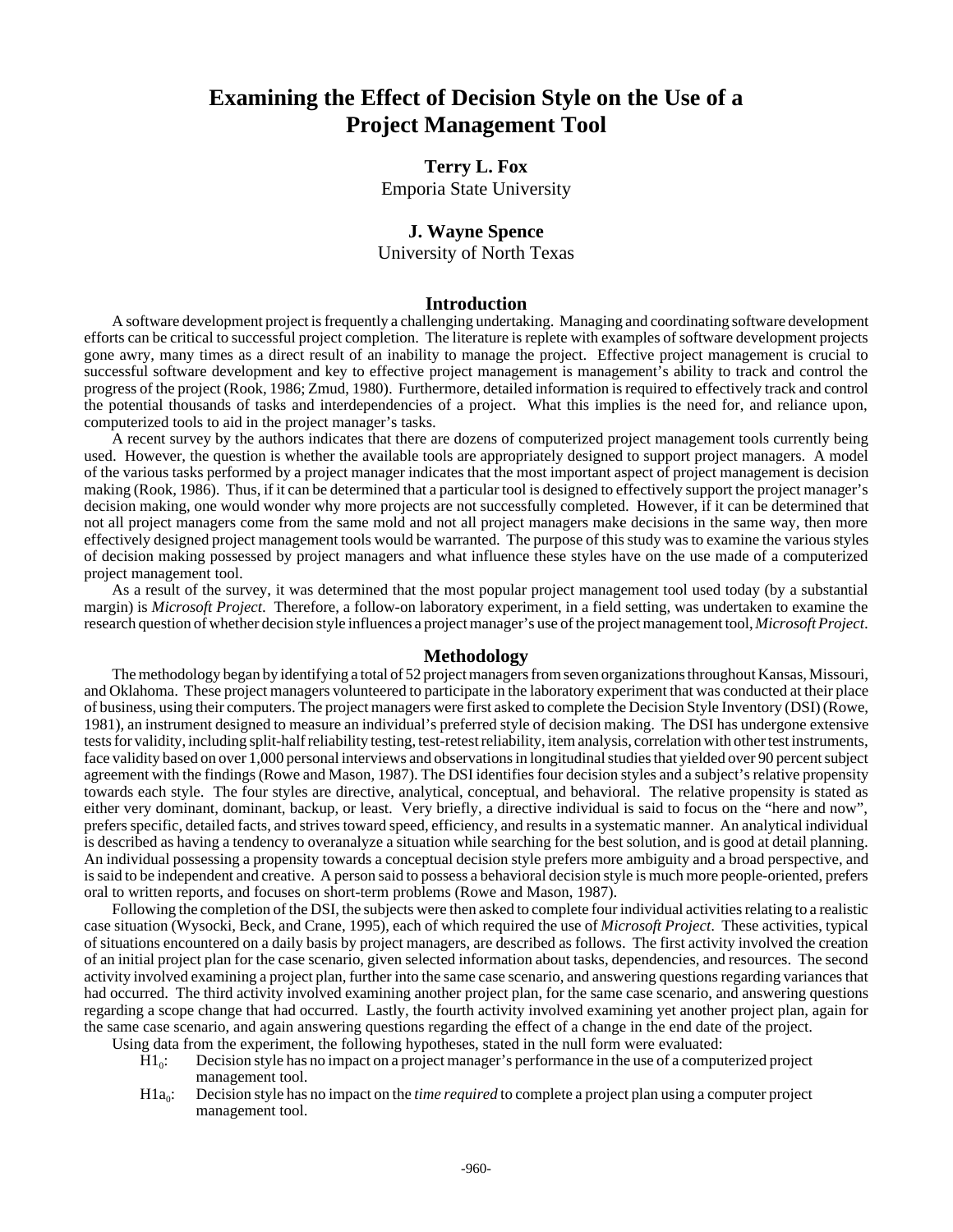# Examining the Effect of Decision Style on the Use of a Project Management Tool

**Terry L. Fox**
Emporia State University

**J. Wayne Spence**
University of North Texas

## Introduction

A software development project is frequently a challenging undertaking. Managing and coordinating software development efforts can be critical to successful project completion. The literature is replete with examples of software development projects gone awry, many times as a direct result of an inability to manage the project. Effective project management is crucial to successful software development and key to effective project management is management's ability to track and control the progress of the project (Rook, 1986; Zmud, 1980). Furthermore, detailed information is required to effectively track and control the potential thousands of tasks and interdependencies of a project. What this implies is the need for, and reliance upon, computerized tools to aid in the project manager's tasks.

A recent survey by the authors indicates that there are dozens of computerized project management tools currently being used. However, the question is whether the available tools are appropriately designed to support project managers. A model of the various tasks performed by a project manager indicates that the most important aspect of project management is decision making (Rook, 1986). Thus, if it can be determined that a particular tool is designed to effectively support the project manager's decision making, one would wonder why more projects are not successfully completed. However, if it can be determined that not all project managers come from the same mold and not all project managers make decisions in the same way, then more effectively designed project management tools would be warranted. The purpose of this study was to examine the various styles of decision making possessed by project managers and what influence these styles have on the use made of a computerized project management tool.

As a result of the survey, it was determined that the most popular project management tool used today (by a substantial margin) is *Microsoft Project*. Therefore, a follow-on laboratory experiment, in a field setting, was undertaken to examine the research question of whether decision style influences a project manager's use of the project management tool, *Microsoft Project*.

## Methodology

The methodology began by identifying a total of 52 project managers from seven organizations throughout Kansas, Missouri, and Oklahoma. These project managers volunteered to participate in the laboratory experiment that was conducted at their place of business, using their computers. The project managers were first asked to complete the Decision Style Inventory (DSI) (Rowe, 1981), an instrument designed to measure an individual's preferred style of decision making. The DSI has undergone extensive tests for validity, including split-half reliability testing, test-retest reliability, item analysis, correlation with other test instruments, face validity based on over 1,000 personal interviews and observations in longitudinal studies that yielded over 90 percent subject agreement with the findings (Rowe and Mason, 1987). The DSI identifies four decision styles and a subject's relative propensity towards each style. The four styles are directive, analytical, conceptual, and behavioral. The relative propensity is stated as either very dominant, dominant, backup, or least. Very briefly, a directive individual is said to focus on the "here and now", prefers specific, detailed facts, and strives toward speed, efficiency, and results in a systematic manner. An analytical individual is described as having a tendency to overanalyze a situation while searching for the best solution, and is good at detail planning. An individual possessing a propensity towards a conceptual decision style prefers more ambiguity and a broad perspective, and is said to be independent and creative. A person said to possess a behavioral decision style is much more people-oriented, prefers oral to written reports, and focuses on short-term problems (Rowe and Mason, 1987).

Following the completion of the DSI, the subjects were then asked to complete four individual activities relating to a realistic case situation (Wysocki, Beck, and Crane, 1995), each of which required the use of *Microsoft Project*. These activities, typical of situations encountered on a daily basis by project managers, are described as follows. The first activity involved the creation of an initial project plan for the case scenario, given selected information about tasks, dependencies, and resources. The second activity involved examining a project plan, further into the same case scenario, and answering questions regarding variances that had occurred. The third activity involved examining another project plan, for the same case scenario, and answering questions regarding a scope change that had occurred. Lastly, the fourth activity involved examining yet another project plan, again for the same case scenario, and again answering questions regarding the effect of a change in the end date of the project.

Using data from the experiment, the following hypotheses, stated in the null form were evaluated:

- $H1_0$: Decision style has no impact on a project manager's performance in the use of a computerized project management tool.
- $H1a_0$: Decision style has no impact on the *time required* to complete a project plan using a computer project management tool.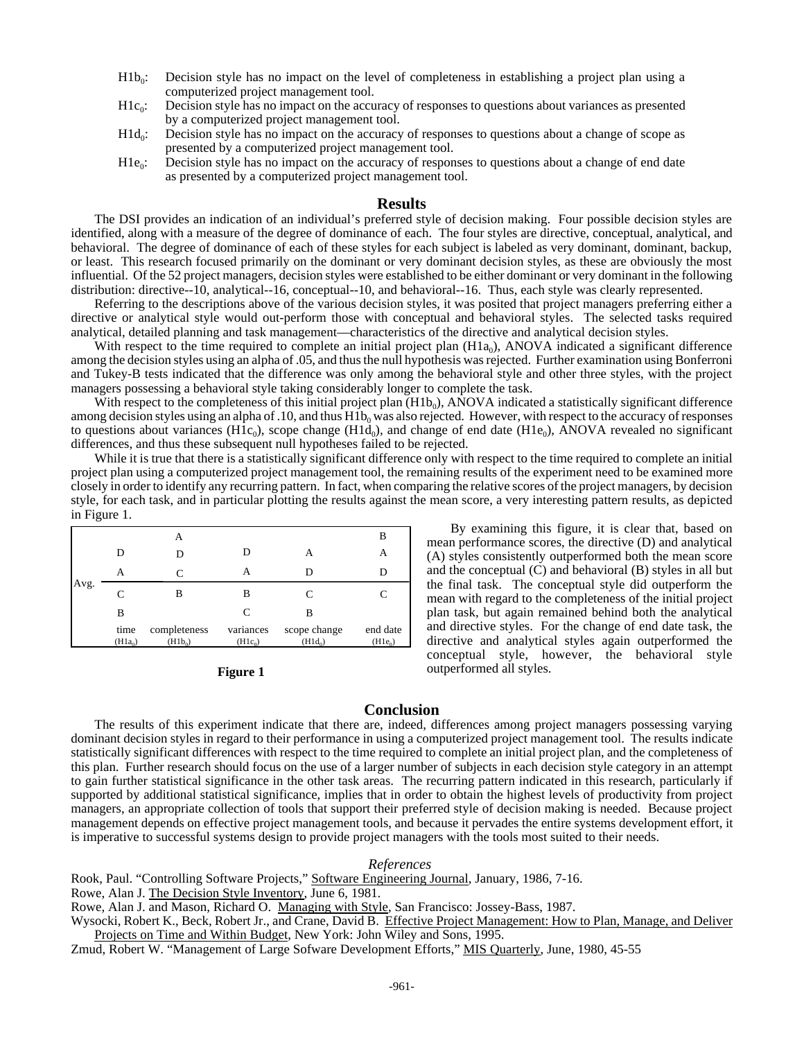$H1b_0$: Decision style has no impact on the level of completeness in establishing a project plan using a computerized project management tool.

$H1c_0$: Decision style has no impact on the accuracy of responses to questions about variances as presented by a computerized project management tool.

$H1d_0$: Decision style has no impact on the accuracy of responses to questions about a change of scope as presented by a computerized project management tool.

$H1e_0$: Decision style has no impact on the accuracy of responses to questions about a change of end date as presented by a computerized project management tool.

## Results

The DSI provides an indication of an individual's preferred style of decision making. Four possible decision styles are identified, along with a measure of the degree of dominance of each. The four styles are directive, conceptual, analytical, and behavioral. The degree of dominance of each of these styles for each subject is labeled as very dominant, dominant, backup, or least. This research focused primarily on the dominant or very dominant decision styles, as these are obviously the most influential. Of the 52 project managers, decision styles were established to be either dominant or very dominant in the following distribution: directive--10, analytical--16, conceptual--10, and behavioral--16. Thus, each style was clearly represented.

Referring to the descriptions above of the various decision styles, it was posited that project managers preferring either a directive or analytical style would out-perform those with conceptual and behavioral styles. The selected tasks required analytical, detailed planning and task management—characteristics of the directive and analytical decision styles.

With respect to the time required to complete an initial project plan ($H1a_0$), ANOVA indicated a significant difference among the decision styles using an alpha of .05, and thus the null hypothesis was rejected. Further examination using Bonferroni and Tukey-B tests indicated that the difference was only among the behavioral style and other three styles, with the project managers possessing a behavioral style taking considerably longer to complete the task.

With respect to the completeness of this initial project plan ($H1b_0$), ANOVA indicated a statistically significant difference among decision styles using an alpha of .10, and thus $H1b_0$ was also rejected. However, with respect to the accuracy of responses to questions about variances ($H1c_0$), scope change ($H1d_0$), and change of end date ($H1e_0$), ANOVA revealed no significant differences, and thus these subsequent null hypotheses failed to be rejected.

While it is true that there is a statistically significant difference only with respect to the time required to complete an initial project plan using a computerized project management tool, the remaining results of the experiment need to be examined more closely in order to identify any recurring pattern. In fact, when comparing the relative scores of the project managers, by decision style, for each task, and in particular plotting the results against the mean score, a very interesting pattern results, as depicted in Figure 1.

A B
D D D A A
A C A D D
Avg.
C B B C C
B C B
time ($H1a_0$) completeness ($H1b_0$) variances ($H1c_0$) scope change ($H1d_0$) end date ($H1e_0$)

**Figure 1**

By examining this figure, it is clear that, based on mean performance scores, the directive (D) and analytical (A) styles consistently outperformed both the mean score and the conceptual (C) and behavioral (B) styles in all but the final task. The conceptual style did outperform the mean with regard to the completeness of the initial project plan task, but again remained behind both the analytical and directive styles. For the change of end date task, the directive and analytical styles again outperformed the conceptual style, however, the behavioral style outperformed all styles.

## Conclusion

The results of this experiment indicate that there are, indeed, differences among project managers possessing varying dominant decision styles in regard to their performance in using a computerized project management tool. The results indicate statistically significant differences with respect to the time required to complete an initial project plan, and the completeness of this plan. Further research should focus on the use of a larger number of subjects in each decision style category in an attempt to gain further statistical significance in the other task areas. The recurring pattern indicated in this research, particularly if supported by additional statistical significance, implies that in order to obtain the highest levels of productivity from project managers, an appropriate collection of tools that support their preferred style of decision making is needed. Because project management depends on effective project management tools, and because it pervades the entire systems development effort, it is imperative to successful systems design to provide project managers with the tools most suited to their needs.

### *References*

Rook, Paul. "Controlling Software Projects," Software Engineering Journal, January, 1986, 7-16.

Rowe, Alan J. The Decision Style Inventory, June 6, 1981.

Rowe, Alan J. and Mason, Richard O. Managing with Style, San Francisco: Jossey-Bass, 1987.

Wysocki, Robert K., Beck, Robert Jr., and Crane, David B. Effective Project Management: How to Plan, Manage, and Deliver Projects on Time and Within Budget, New York: John Wiley and Sons, 1995.

Zmud, Robert W. "Management of Large Sofware Development Efforts," MIS Quarterly, June, 1980, 45-55